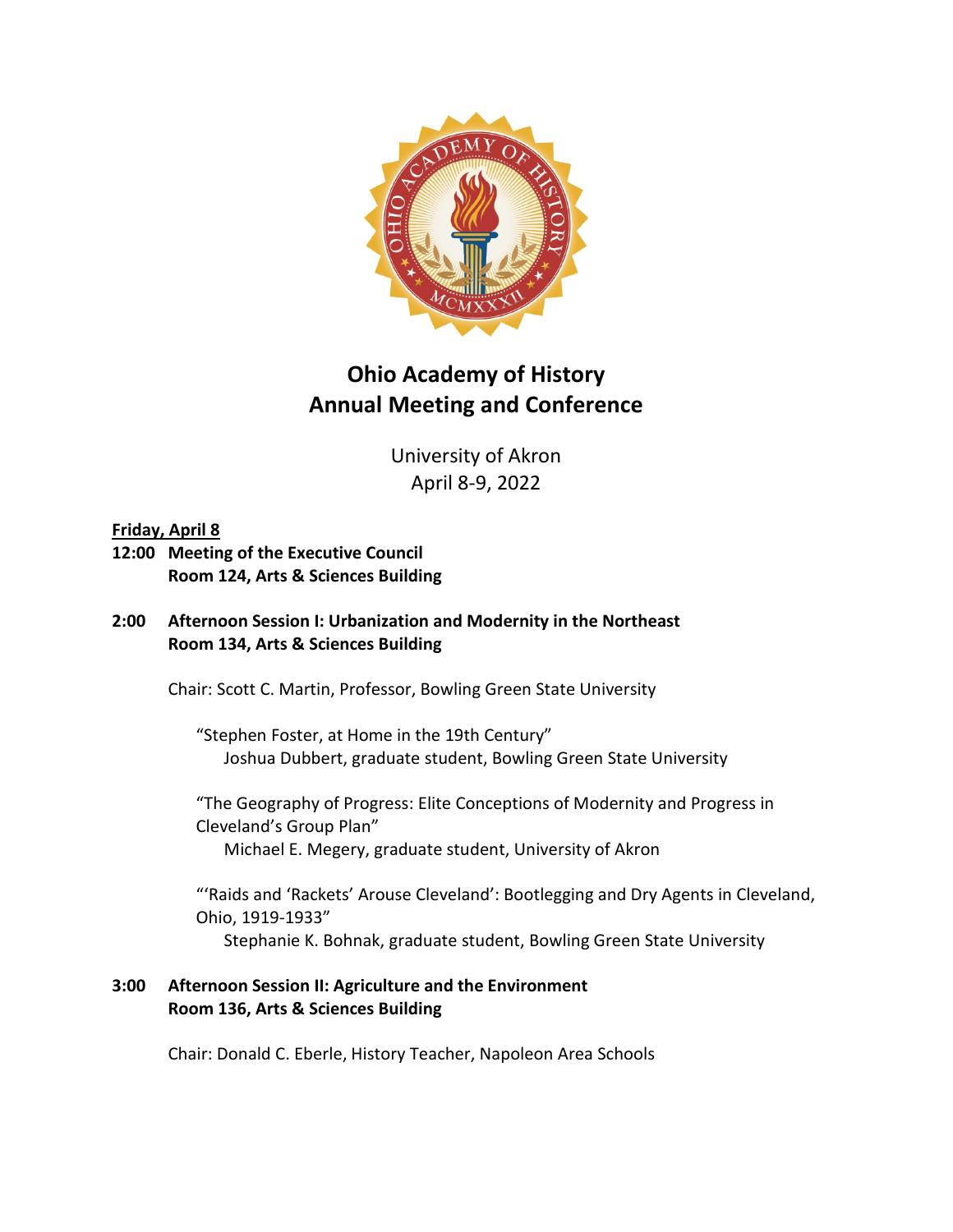# Ohio Academy of History
# Annual Meeting and Conference

University of Akron
April 8-9, 2022

**Friday, April 8**

**12:00 Meeting of the Executive Council**
**Room 124, Arts & Sciences Building**

**2:00 Afternoon Session I: Urbanization and Modernity in the Northeast**
**Room 134, Arts & Sciences Building**

Chair: Scott C. Martin, Professor, Bowling Green State University

"Stephen Foster, at Home in the 19th Century"
Joshua Dubbert, graduate student, Bowling Green State University

"The Geography of Progress: Elite Conceptions of Modernity and Progress in Cleveland's Group Plan"
Michael E. Megery, graduate student, University of Akron

"'Raids and 'Rackets' Arouse Cleveland': Bootlegging and Dry Agents in Cleveland, Ohio, 1919-1933"
Stephanie K. Bohnak, graduate student, Bowling Green State University

**3:00 Afternoon Session II: Agriculture and the Environment**
**Room 136, Arts & Sciences Building**

Chair: Donald C. Eberle, History Teacher, Napoleon Area Schools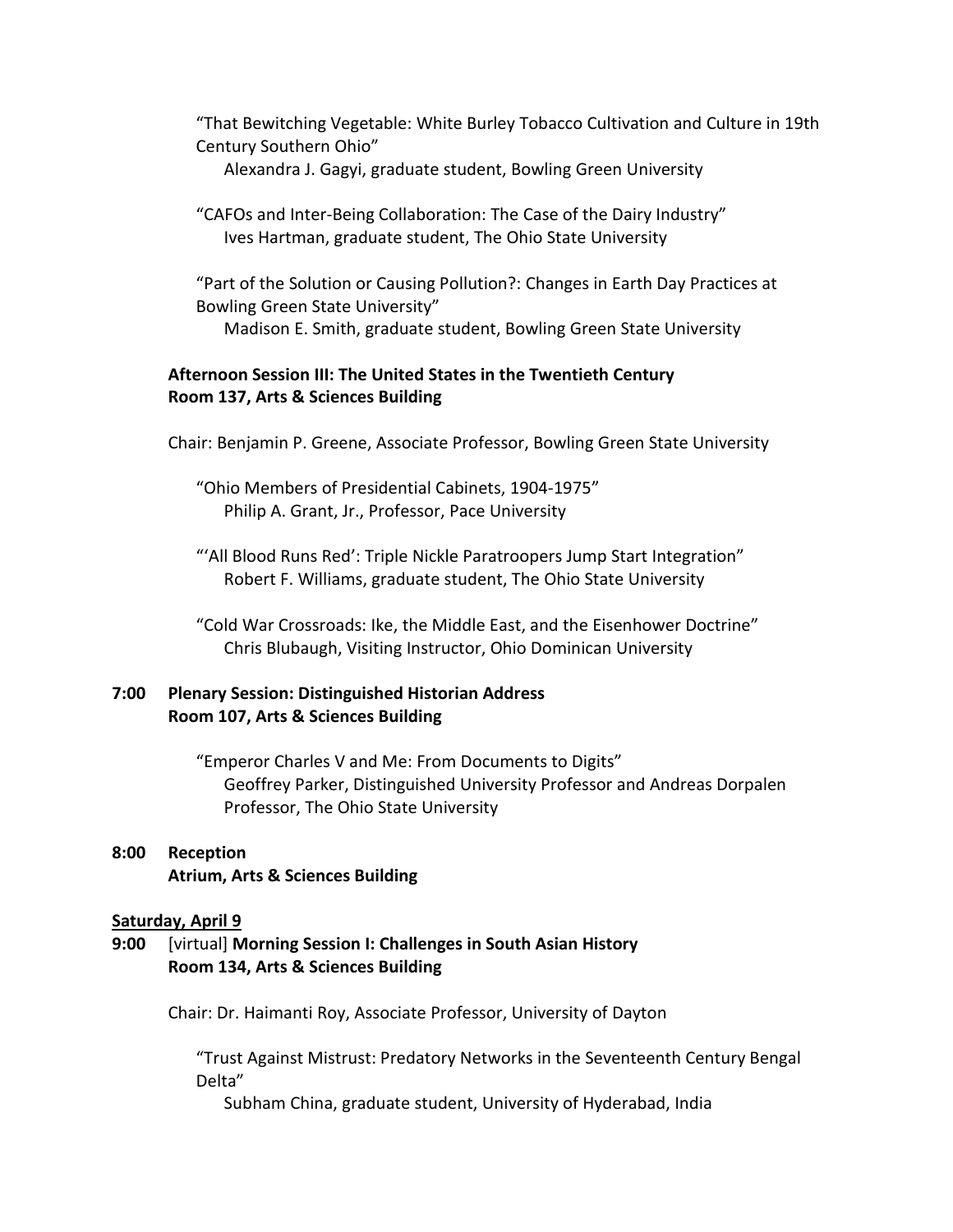"That Bewitching Vegetable: White Burley Tobacco Cultivation and Culture in 19th Century Southern Ohio"
Alexandra J. Gagyi, graduate student, Bowling Green University

"CAFOs and Inter-Being Collaboration: The Case of the Dairy Industry"
Ives Hartman, graduate student, The Ohio State University

"Part of the Solution or Causing Pollution?: Changes in Earth Day Practices at Bowling Green State University"
Madison E. Smith, graduate student, Bowling Green State University

**Afternoon Session III: The United States in the Twentieth Century**
**Room 137, Arts & Sciences Building**

Chair: Benjamin P. Greene, Associate Professor, Bowling Green State University

"Ohio Members of Presidential Cabinets, 1904-1975"
Philip A. Grant, Jr., Professor, Pace University

"'All Blood Runs Red': Triple Nickle Paratroopers Jump Start Integration"
Robert F. Williams, graduate student, The Ohio State University

"Cold War Crossroads: Ike, the Middle East, and the Eisenhower Doctrine"
Chris Blubaugh, Visiting Instructor, Ohio Dominican University

**7:00 Plenary Session: Distinguished Historian Address**
**Room 107, Arts & Sciences Building**

"Emperor Charles V and Me: From Documents to Digits"
Geoffrey Parker, Distinguished University Professor and Andreas Dorpalen Professor, The Ohio State University

**8:00 Reception**
**Atrium, Arts & Sciences Building**

**<u>Saturday, April 9</u>**

**9:00** [virtual] **Morning Session I: Challenges in South Asian History**
**Room 134, Arts & Sciences Building**

Chair: Dr. Haimanti Roy, Associate Professor, University of Dayton

"Trust Against Mistrust: Predatory Networks in the Seventeenth Century Bengal Delta"
Subham China, graduate student, University of Hyderabad, India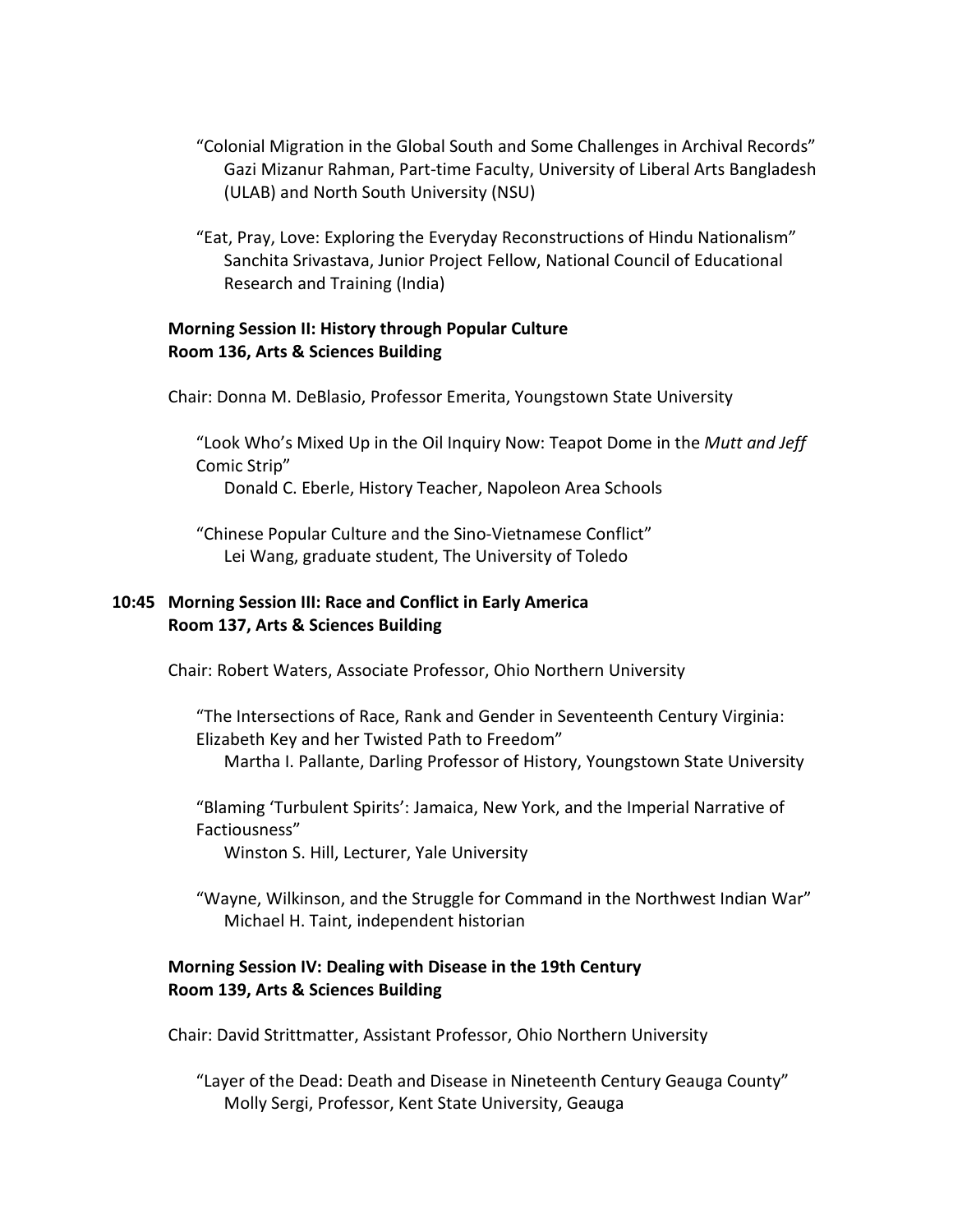“Colonial Migration in the Global South and Some Challenges in Archival Records”
Gazi Mizanur Rahman, Part-time Faculty, University of Liberal Arts Bangladesh (ULAB) and North South University (NSU)

“Eat, Pray, Love: Exploring the Everyday Reconstructions of Hindu Nationalism”
Sanchita Srivastava, Junior Project Fellow, National Council of Educational Research and Training (India)

**Morning Session II: History through Popular Culture**
**Room 136, Arts & Sciences Building**

Chair: Donna M. DeBlasio, Professor Emerita, Youngstown State University

“Look Who’s Mixed Up in the Oil Inquiry Now: Teapot Dome in the *Mutt and Jeff* Comic Strip”
Donald C. Eberle, History Teacher, Napoleon Area Schools

“Chinese Popular Culture and the Sino-Vietnamese Conflict”
Lei Wang, graduate student, The University of Toledo

**10:45 Morning Session III: Race and Conflict in Early America**
**Room 137, Arts & Sciences Building**

Chair: Robert Waters, Associate Professor, Ohio Northern University

“The Intersections of Race, Rank and Gender in Seventeenth Century Virginia: Elizabeth Key and her Twisted Path to Freedom”
Martha I. Pallante, Darling Professor of History, Youngstown State University

“Blaming ‘Turbulent Spirits’: Jamaica, New York, and the Imperial Narrative of Factiousness”
Winston S. Hill, Lecturer, Yale University

“Wayne, Wilkinson, and the Struggle for Command in the Northwest Indian War”
Michael H. Taint, independent historian

**Morning Session IV: Dealing with Disease in the 19th Century**
**Room 139, Arts & Sciences Building**

Chair: David Strittmatter, Assistant Professor, Ohio Northern University

“Layer of the Dead: Death and Disease in Nineteenth Century Geauga County”
Molly Sergi, Professor, Kent State University, Geauga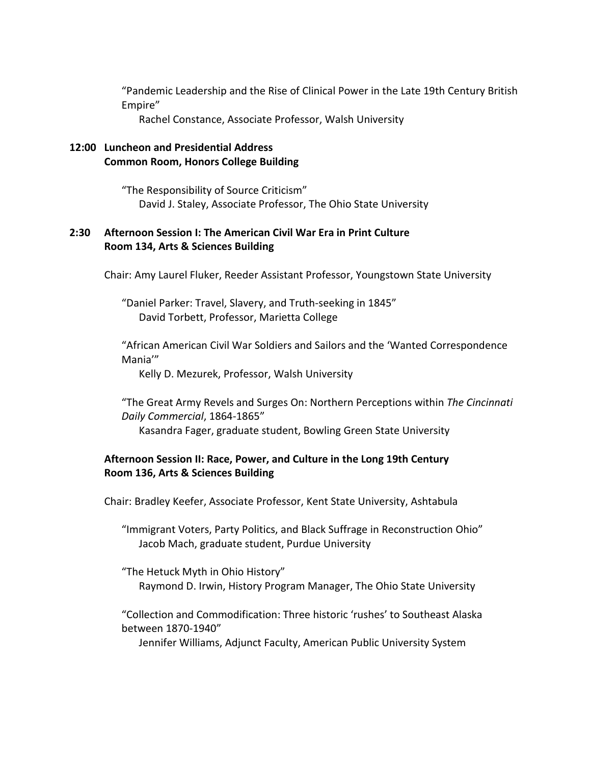"Pandemic Leadership and the Rise of Clinical Power in the Late 19th Century British Empire"
Rachel Constance, Associate Professor, Walsh University

**12:00 Luncheon and Presidential Address**
**Common Room, Honors College Building**

"The Responsibility of Source Criticism"
David J. Staley, Associate Professor, The Ohio State University

**2:30 Afternoon Session I: The American Civil War Era in Print Culture**
**Room 134, Arts & Sciences Building**

Chair: Amy Laurel Fluker, Reeder Assistant Professor, Youngstown State University

"Daniel Parker: Travel, Slavery, and Truth-seeking in 1845"
David Torbett, Professor, Marietta College

"African American Civil War Soldiers and Sailors and the 'Wanted Correspondence Mania'"
Kelly D. Mezurek, Professor, Walsh University

"The Great Army Revels and Surges On: Northern Perceptions within *The Cincinnati Daily Commercial*, 1864-1865"
Kasandra Fager, graduate student, Bowling Green State University

**Afternoon Session II: Race, Power, and Culture in the Long 19th Century**
**Room 136, Arts & Sciences Building**

Chair: Bradley Keefer, Associate Professor, Kent State University, Ashtabula

"Immigrant Voters, Party Politics, and Black Suffrage in Reconstruction Ohio"
Jacob Mach, graduate student, Purdue University

"The Hetuck Myth in Ohio History"
Raymond D. Irwin, History Program Manager, The Ohio State University

"Collection and Commodification: Three historic 'rushes' to Southeast Alaska between 1870-1940"
Jennifer Williams, Adjunct Faculty, American Public University System